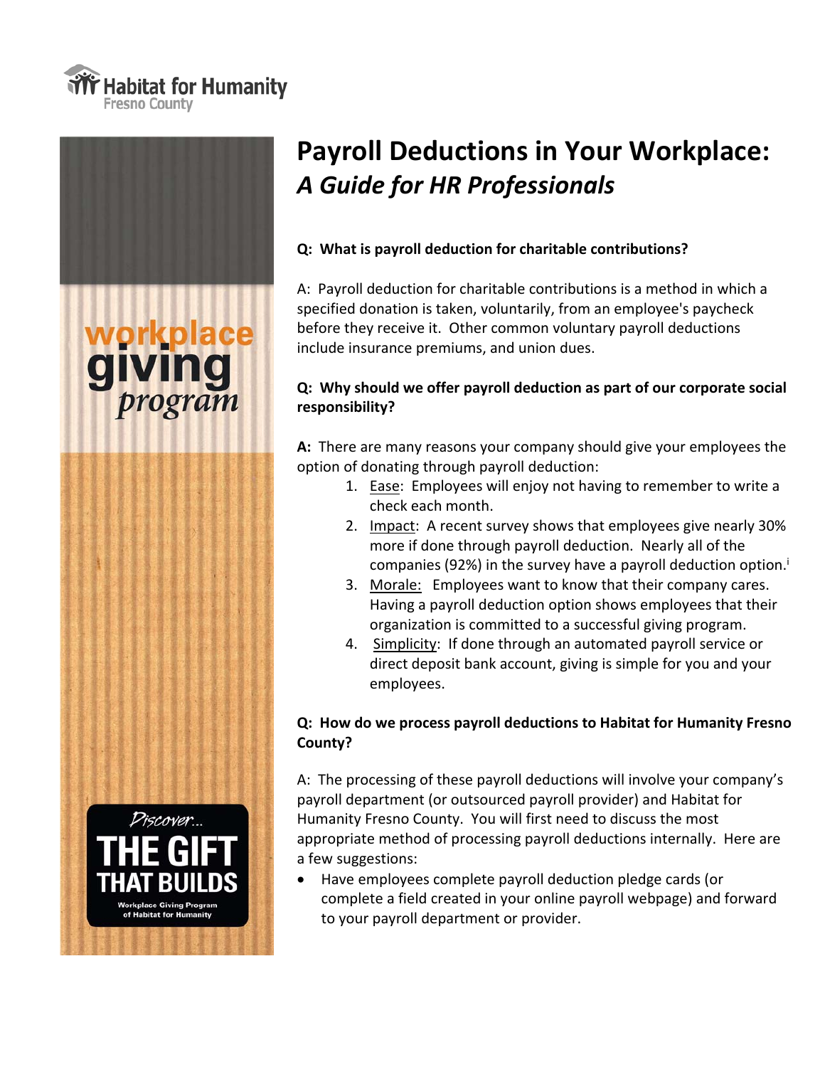Habitat for Humanity
Fresno County

workplace giving program

Discover... THE GIFT THAT BUILDS
Workplace Giving Program of Habitat for Humanity

# Payroll Deductions in Your Workplace: *A Guide for HR Professionals*

**Q: What is payroll deduction for charitable contributions?**

A: Payroll deduction for charitable contributions is a method in which a specified donation is taken, voluntarily, from an employee's paycheck before they receive it. Other common voluntary payroll deductions include insurance premiums, and union dues.

**Q: Why should we offer payroll deduction as part of our corporate social responsibility?**

**A:** There are many reasons your company should give your employees the option of donating through payroll deduction:

1. <u>Ease</u>: Employees will enjoy not having to remember to write a check each month.
2. <u>Impact</u>: A recent survey shows that employees give nearly 30% more if done through payroll deduction. Nearly all of the companies (92%) in the survey have a payroll deduction option.[i]
3. <u>Morale:</u> Employees want to know that their company cares. Having a payroll deduction option shows employees that their organization is committed to a successful giving program.
4. <u>Simplicity</u>: If done through an automated payroll service or direct deposit bank account, giving is simple for you and your employees.

**Q: How do we process payroll deductions to Habitat for Humanity Fresno County?**

A: The processing of these payroll deductions will involve your company's payroll department (or outsourced payroll provider) and Habitat for Humanity Fresno County. You will first need to discuss the most appropriate method of processing payroll deductions internally. Here are a few suggestions:

- Have employees complete payroll deduction pledge cards (or complete a field created in your online payroll webpage) and forward to your payroll department or provider.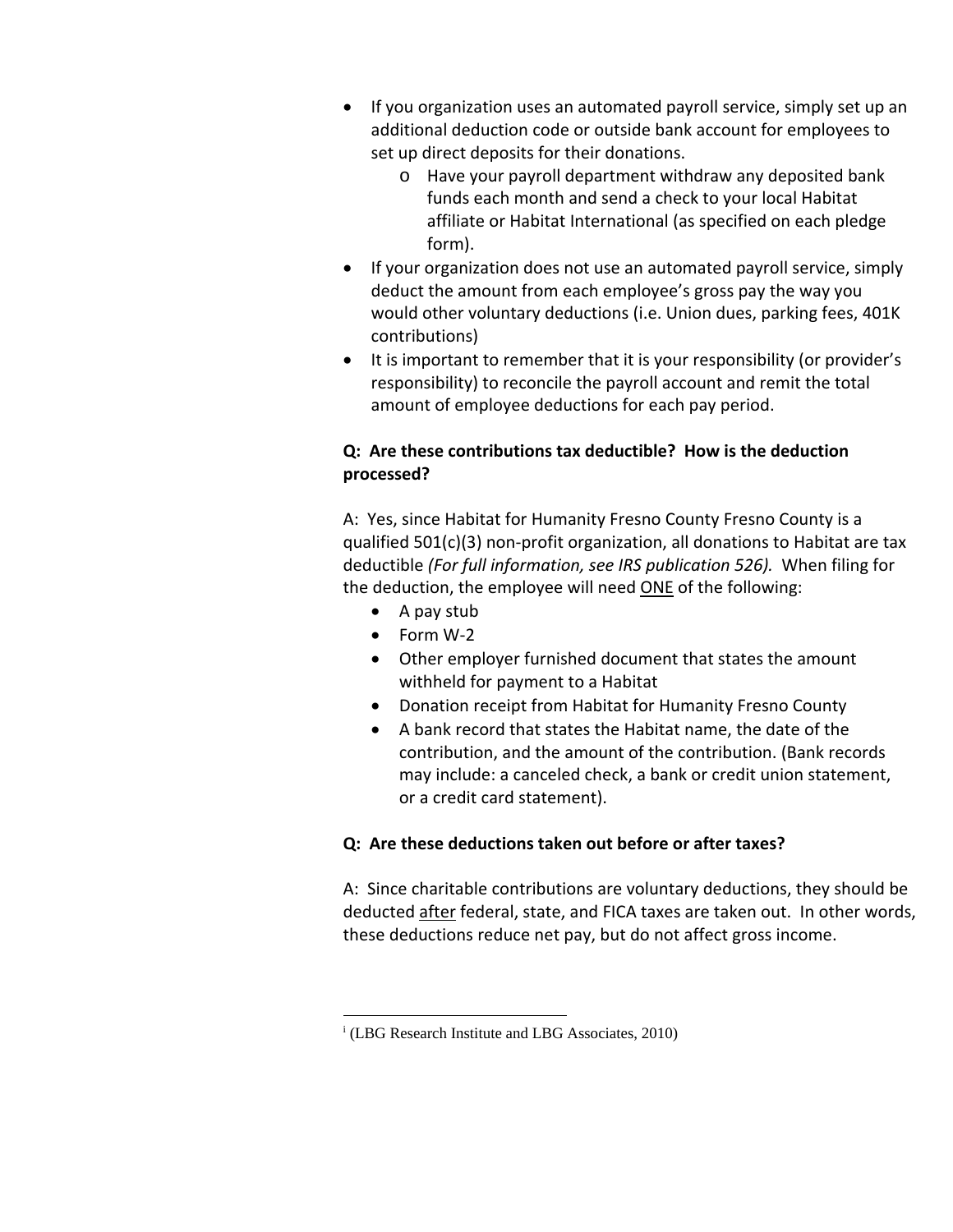- If you organization uses an automated payroll service, simply set up an additional deduction code or outside bank account for employees to set up direct deposits for their donations.
    - Have your payroll department withdraw any deposited bank funds each month and send a check to your local Habitat affiliate or Habitat International (as specified on each pledge form).
- If your organization does not use an automated payroll service, simply deduct the amount from each employee's gross pay the way you would other voluntary deductions (i.e. Union dues, parking fees, 401K contributions)
- It is important to remember that it is your responsibility (or provider's responsibility) to reconcile the payroll account and remit the total amount of employee deductions for each pay period.

**Q: Are these contributions tax deductible? How is the deduction processed?**

A: Yes, since Habitat for Humanity Fresno County Fresno County is a qualified 501(c)(3) non-profit organization, all donations to Habitat are tax deductible *(For full information, see IRS publication 526).* When filing for the deduction, the employee will need <u>ONE</u> of the following:

- A pay stub
- Form W-2
- Other employer furnished document that states the amount withheld for payment to a Habitat
- Donation receipt from Habitat for Humanity Fresno County
- A bank record that states the Habitat name, the date of the contribution, and the amount of the contribution. (Bank records may include: a canceled check, a bank or credit union statement, or a credit card statement).

**Q: Are these deductions taken out before or after taxes?**

A: Since charitable contributions are voluntary deductions, they should be deducted <u>after</u> federal, state, and FICA taxes are taken out. In other words, these deductions reduce net pay, but do not affect gross income.

---

[i] (LBG Research Institute and LBG Associates, 2010)